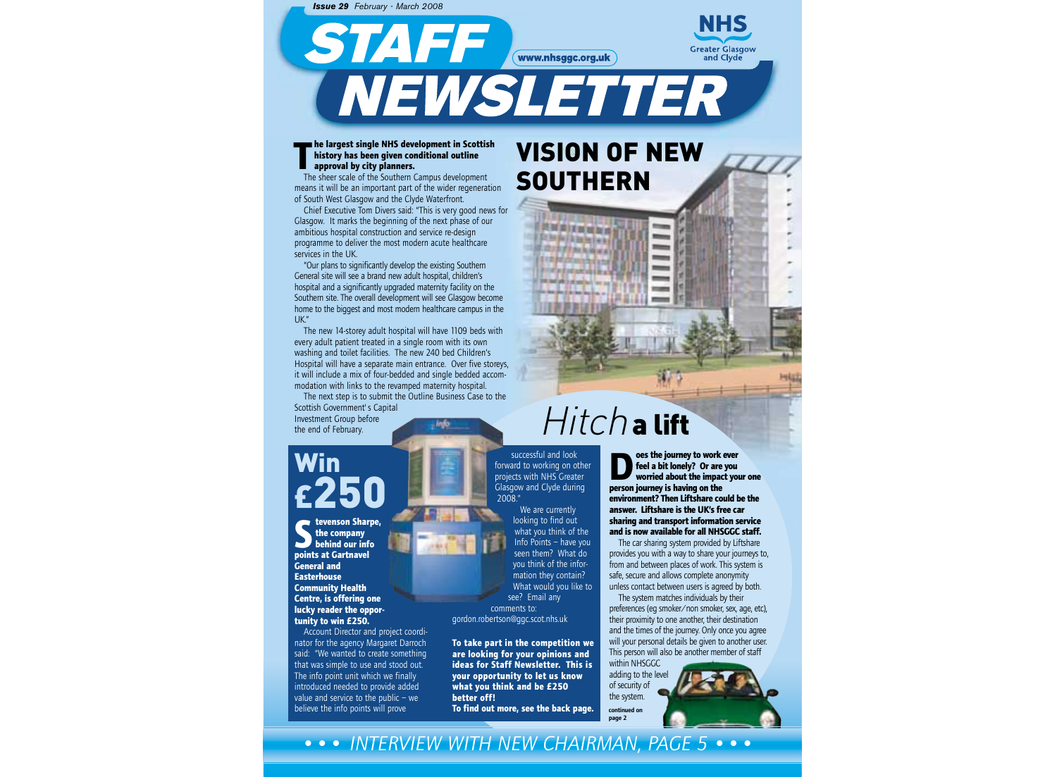Issue 29 February - March 2008

# STAFF NEWSLETTER

www.nhsggc.org.uk

NHS Greater Glasgow and Clyde

## VISION OF NEW SOUTHERN

**The largest single NHS development in Scottish history has been given conditional outline approval by city planners.**

The sheer scale of the Southern Campus development means it will be an important part of the wider regeneration of South West Glasgow and the Clyde Waterfront.

Chief Executive Tom Divers said: "This is very good news for Glasgow. It marks the beginning of the next phase of our ambitious hospital construction and service re-design programme to deliver the most modern acute healthcare services in the UK.

"Our plans to significantly develop the existing Southern General site will see a brand new adult hospital, children's hospital and a significantly upgraded maternity facility on the Southern site. The overall development will see Glasgow become home to the biggest and most modern healthcare campus in the UK."

The new 14-storey adult hospital will have 1109 beds with every adult patient treated in a single room with its own washing and toilet facilities. The new 240 bed Children's Hospital will have a separate main entrance. Over five storeys, it will include a mix of four-bedded and single bedded accommodation with links to the revamped maternity hospital.

The next step is to submit the Outline Business Case to the Scottish Government's Capital Investment Group before the end of February.

## Win £250

**Stevenson Sharpe, the company behind our info points at Gartnavel General and Easterhouse Community Health Centre, is offering one lucky reader the opportunity to win £250.**

Account Director and project coordinator for the agency Margaret Darroch said: "We wanted to create something that was simple to use and stood out. The info point unit which we finally introduced needed to provide added value and service to the public – we believe the info points will prove successful and look forward to working on other projects with NHS Greater Glasgow and Clyde during 2008."

We are currently looking to find out what you think of the Info Points – have you seen them? What do you think of the information they contain? What would you like to see? Email any comments to: gordon.robertson@ggc.scot.nhs.uk

**To take part in the competition we are looking for your opinions and ideas for Staff Newsletter. This is your opportunity to let us know what you think and be £250 better off!**
**To find out more, see the back page.**

## *Hitch* a lift

**Does the journey to work ever feel a bit lonely? Or are you worried about the impact your one person journey is having on the environment? Then Liftshare could be the answer. Liftshare is the UK's free car sharing and transport information service and is now available for all NHSGGC staff.**

The car sharing system provided by Liftshare provides you with a way to share your journeys to, from and between places of work. This system is safe, secure and allows complete anonymity unless contact between users is agreed by both.

The system matches individuals by their preferences (eg smoker/non smoker, sex, age, etc), their proximity to one another, their destination and the times of the journey. Only once you agree will your personal details be given to another user. This person will also be another member of staff within NHSGGC adding to the level of security of the system.

**continued on page 2**

*• • • INTERVIEW WITH NEW CHAIRMAN, PAGE 5 • • •*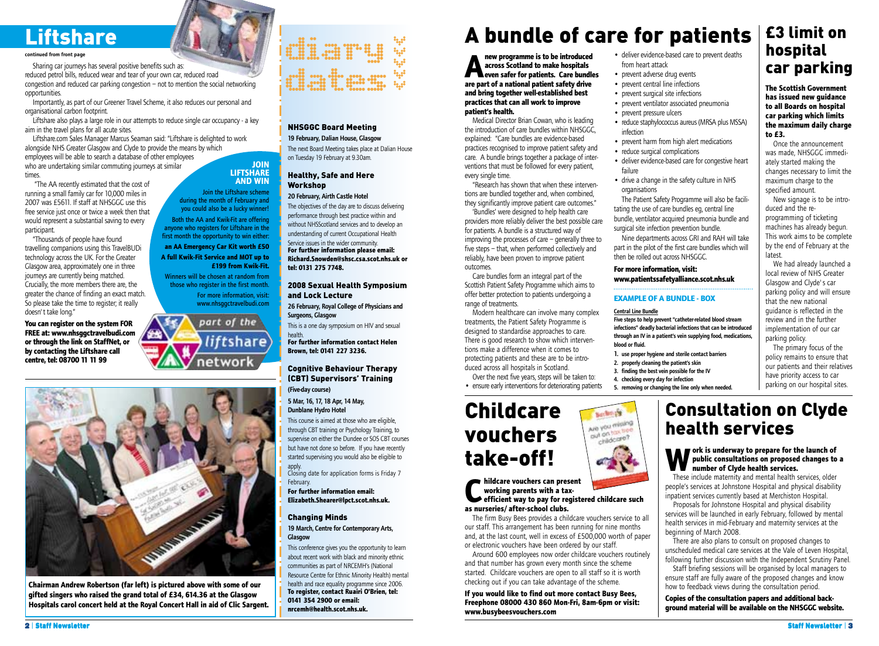# Liftshare

**continued from front page**

Sharing car journeys has several positive benefits such as: reduced petrol bills, reduced wear and tear of your own car, reduced road congestion and reduced car parking congestion – not to mention the social networking opportunities.

Importantly, as part of our Greener Travel Scheme, it also reduces our personal and organisational carbon footprint.

Liftshare also plays a large role in our attempts to reduce single car occupancy - a key aim in the travel plans for all acute sites.

Liftshare.com Sales Manager Marcus Seaman said: "Liftshare is delighted to work alongside NHS Greater Glasgow and Clyde to provide the means by which employees will be able to search a database of other employees who are undertaking similar commuting journeys at similar times.

"The AA recently estimated that the cost of running a small family car for 10,000 miles in 2007 was £5611. If staff at NHSGGC use this free service just once or twice a week then that would represent a substantial saving to every participant.

"Thousands of people have found travelling companions using this TravelBUDi technology across the UK. For the Greater Glasgow area, approximately one in three journeys are currently being matched. Crucially, the more members there are, the greater the chance of finding an exact match. So please take the time to register; it really doesn't take long."

**You can register on the system FOR FREE at: www.nhsggctravelbudi.com or through the link on StaffNet, or by contacting the Liftshare call centre, tel: 08700 11 11 99**

### JOIN LIFTSHARE AND WIN

Join the Liftshare scheme during the month of February and you could also be a lucky winner!

Both the AA and Kwik-Fit are offering anyone who registers for Liftshare in the first month the opportunity to win either:

**an AA Emergency Car Kit worth £50**

**A full Kwik-Fit Service and MOT up to £199 from Kwik-Fit.**

Winners will be chosen at random from those who register in the first month.

For more information, visit: www.nhsggctravelbudi.com

part of the liftshare network

**Chairman Andrew Robertson (far left) is pictured above with some of our gifted singers who raised the grand total of £34, 614.36 at the Glasgow Hospitals carol concert held at the Royal Concert Hall in aid of Clic Sargent.**

# diary dates

### NHSGGC Board Meeting

**19 February, Dalian House, Glasgow**

The next Board Meeting takes place at Dalian House on Tuesday 19 February at 9.30am.

### Healthy, Safe and Here Workshop

**20 February, Airth Castle Hotel**

The objectives of the day are to discuss delivering performance through best practice within and without NHSScotland services and to develop an understanding of current Occupational Health Service issues in the wider community.

**For further information please email: Richard.Snowden@shsc.csa.scot.nhs.uk or tel: 0131 275 7748.**

### 2008 Sexual Health Symposium and Lock Lecture

**26 February, Royal College of Physicians and Surgeons, Glasgow**

This is a one day symposium on HIV and sexual health.

**For further information contact Helen Brown, tel: 0141 227 3236.**

### Cognitive Behaviour Therapy (CBT) Supervisors' Training

**(Five-day course)**

**5 Mar, 16, 17, 18 Apr, 14 May, Dunblane Hydro Hotel**

This course is aimed at those who are eligible, through CBT training or Psychology Training, to supervise on either the Dundee or SOS CBT courses but have not done so before. If you have recently started supervising you would also be eligible to apply.

Closing date for application forms is Friday 7 February.

**For further information email: Elizabeth.Shearer@lpct.scot.nhs.uk.**

### Changing Minds

**19 March, Centre for Contemporary Arts, Glasgow**

This conference gives you the opportunity to learn about recent work with black and minority ethnic communities as part of NRCEMH's (National Resource Centre for Ethnic Minority Health) mental health and race equality programme since 2006.

**To register, contact Ruairi O'Brien, tel: 0141 354 2900 or email: nrcemh@health.scot.nhs.uk.**

# A bundle of care for patients

**A new programme is to be introduced across Scotland to make hospitals even safer for patients. Care bundles are part of a national patient safety drive and bring together well-established best practices that can all work to improve patient's health.**

Medical Director Brian Cowan, who is leading the introduction of care bundles within NHSGGC, explained: "Care bundles are evidence-based practices recognised to improve patient safety and care. A bundle brings together a package of interventions that must be followed for every patient, every single time.

"Research has shown that when these interventions are bundled together and, when combined, they significantly improve patient care outcomes."

'Bundles' were designed to help health care providers more reliably deliver the best possible care for patients. A bundle is a structured way of improving the processes of care – generally three to five steps – that, when performed collectively and reliably, have been proven to improve patient outcomes.

Care bundles form an integral part of the Scottish Patient Safety Programme which aims to offer better protection to patients undergoing a range of treatments.

Modern healthcare can involve many complex treatments, the Patient Safety Programme is designed to standardise approaches to care. There is good research to show which interventions make a difference when it comes to protecting patients and these are to be introduced across all hospitals in Scotland.

Over the next five years, steps will be taken to:

- ensure early interventions for deteriorating patients
- deliver evidence-based care to prevent deaths from heart attack
- prevent adverse drug events
- prevent central line infections
- prevent surgical site infections
- prevent ventilator associated pneumonia
- prevent pressure ulcers
- reduce staphylococcus aureus (MRSA plus MSSA) infection
- prevent harm from high alert medications
- reduce surgical complications
- deliver evidence-based care for congestive heart failure
- drive a change in the safety culture in NHS organisations

The Patient Safety Programme will also be facilitating the use of care bundles eg, central line bundle, ventilator acquired pneumonia bundle and surgical site infection prevention bundle.

Nine departments across GRI and RAH will take part in the pilot of the first care bundles which will then be rolled out across NHSGGC.

**For more information, visit: www.patientssafetyalliance.scot.nhs.uk**

### EXAMPLE OF A BUNDLE - BOX

**Central Line Bundle**

**Five steps to help prevent "catheter-related blood stream infections" deadly bacterial infections that can be introduced through an IV in a patient's vein supplying food, medications, blood or fluid.**

1. **use proper hygiene and sterile contact barriers**
2. **properly cleaning the patient's skin**
3. **finding the best vein possible for the IV**
4. **checking every day for infection**
5. **removing or changing the line only when needed.**

# £3 limit on hospital car parking

**The Scottish Government has issued new guidance to all Boards on hospital car parking which limits the maximum daily charge to £3.**

Once the announcement was made, NHSGGC immediately started making the changes necessary to limit the maximum charge to the specified amount.

New signage is to be introduced and the re-programming of ticketing machines has already begun. This work aims to be complete by the end of February at the latest.

We had already launched a local review of NHS Greater Glasgow and Clyde's car parking policy and will ensure that the new national guidance is reflected in the review and in the further implementation of our car parking policy.

The primary focus of the policy remains to ensure that our patients and their relatives have priority access to car parking on our hospital sites.

# Childcare vouchers take-off!

**Childcare vouchers can present working parents with a tax-efficient way to pay for registered childcare such as nurseries/ after-school clubs.**

The firm Busy Bees provides a childcare vouchers service to all our staff. This arrangement has been running for nine months and, at the last count, well in excess of £500,000 worth of paper or electronic vouchers have been ordered by our staff.

Around 600 employees now order childcare vouchers routinely and that number has grown every month since the scheme started. Childcare vouchers are open to all staff so it is worth checking out if you can take advantage of the scheme.

**If you would like to find out more contact Busy Bees, Freephone 08000 430 860 Mon-Fri, 8am-6pm or visit: www.busybeesvouchers.com**

# Consultation on Clyde health services

**Work is underway to prepare for the launch of public consultations on proposed changes to a number of Clyde health services.**

These include maternity and mental health services, older people's services at Johnstone Hospital and physical disability inpatient services currently based at Merchiston Hospital.

Proposals for Johnstone Hospital and physical disability services will be launched in early February, followed by mental health services in mid-February and maternity services at the beginning of March 2008.

There are also plans to consult on proposed changes to unscheduled medical care services at the Vale of Leven Hospital, following further discussion with the Independent Scrutiny Panel.

Staff briefing sessions will be organised by local managers to ensure staff are fully aware of the proposed changes and know how to feedback views during the consultation period.

**Copies of the consultation papers and additional background material will be available on the NHSGGC website.**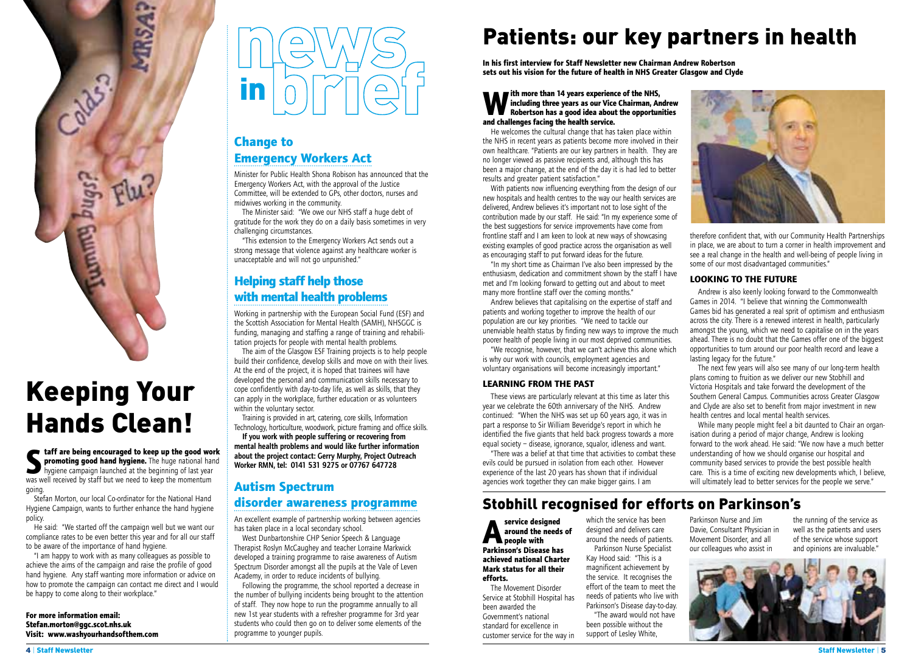# Keeping Your Hands Clean!

**Staff are being encouraged to keep up the good work promoting good hand hygiene.** The huge national hand hygiene campaign launched at the beginning of last year was well received by staff but we need to keep the momentum going.

Stefan Morton, our local Co-ordinator for the National Hand Hygiene Campaign, wants to further enhance the hand hygiene policy.

He said: "We started off the campaign well but we want our compliance rates to be even better this year and for all our staff to be aware of the importance of hand hygiene.

"I am happy to work with as many colleagues as possible to achieve the aims of the campaign and raise the profile of good hand hygiene. Any staff wanting more information or advice on how to promote the campaign can contact me direct and I would be happy to come along to their workplace."

**For more information email: Stefan.morton@ggc.scot.nhs.uk**
**Visit: www.washyourhandsofthem.com**

# news in brief

## Change to Emergency Workers Act

Minister for Public Health Shona Robison has announced that the Emergency Workers Act, with the approval of the Justice Committee, will be extended to GPs, other doctors, nurses and midwives working in the community.

The Minister said: "We owe our NHS staff a huge debt of gratitude for the work they do on a daily basis sometimes in very challenging circumstances.

"This extension to the Emergency Workers Act sends out a strong message that violence against any healthcare worker is unacceptable and will not go unpunished."

## Helping staff help those with mental health problems

Working in partnership with the European Social Fund (ESF) and the Scottish Association for Mental Health (SAMH), NHSGGC is funding, managing and staffing a range of training and rehabilitation projects for people with mental health problems.

The aim of the Glasgow ESF Training projects is to help people build their confidence, develop skills and move on with their lives. At the end of the project, it is hoped that trainees will have developed the personal and communication skills necessary to cope confidently with day-to-day life, as well as skills, that they can apply in the workplace, further education or as volunteers within the voluntary sector.

Training is provided in art, catering, core skills, Information Technology, horticulture, woodwork, picture framing and office skills.

**If you work with people suffering or recovering from mental health problems and would like further information about the project contact: Gerry Murphy, Project Outreach Worker RMN, tel: 0141 531 9275 or 07767 647728**

## Autism Spectrum disorder awareness programme

An excellent example of partnership working between agencies has taken place in a local secondary school.

West Dunbartonshire CHP Senior Speech & Language Therapist Roslyn McCaughey and teacher Lorraine Markwick developed a training programme to raise awareness of Autism Spectrum Disorder amongst all the pupils at the Vale of Leven Academy, in order to reduce incidents of bullying.

Following the programme, the school reported a decrease in the number of bullying incidents being brought to the attention of staff. They now hope to run the programme annually to all new 1st year students with a refresher programme for 3rd year students who could then go on to deliver some elements of the programme to younger pupils.

# Patients: our key partners in health

**In his first interview for Staff Newsletter new Chairman Andrew Robertson sets out his vision for the future of health in NHS Greater Glasgow and Clyde**

**With more than 14 years experience of the NHS, including three years as our Vice Chairman, Andrew Robertson has a good idea about the opportunities and challenges facing the health service.**

He welcomes the cultural change that has taken place within the NHS in recent years as patients become more involved in their own healthcare. "Patients are our key partners in health. They are no longer viewed as passive recipients and, although this has been a major change, at the end of the day it is had led to better results and greater patient satisfaction."

With patients now influencing everything from the design of our new hospitals and health centres to the way our health services are delivered, Andrew believes it's important not to lose sight of the contribution made by our staff. He said: "In my experience some of the best suggestions for service improvements have come from frontline staff and I am keen to look at new ways of showcasing existing examples of good practice across the organisation as well as encouraging staff to put forward ideas for the future.

"In my short time as Chairman I've also been impressed by the enthusiasm, dedication and commitment shown by the staff I have met and I'm looking forward to getting out and about to meet many more frontline staff over the coming months."

Andrew believes that capitalising on the expertise of staff and patients and working together to improve the health of our population are our key priorities. "We need to tackle our unenviable health status by finding new ways to improve the much poorer health of people living in our most deprived communities.

"We recognise, however, that we can't achieve this alone which is why our work with councils, employment agencies and voluntary organisations will become increasingly important."

### LEARNING FROM THE PAST

These views are particularly relevant at this time as later this year we celebrate the 60th anniversary of the NHS. Andrew continued: "When the NHS was set up 60 years ago, it was in part a response to Sir William Beveridge's report in which he identified the five giants that held back progress towards a more equal society – disease, ignorance, squalor, idleness and want.

"There was a belief at that time that activities to combat these evils could be pursued in isolation from each other. However experience of the last 20 years has shown that if individual agencies work together they can make bigger gains. I am therefore confident that, with our Community Health Partnerships in place, we are about to turn a corner in health improvement and see a real change in the health and well-being of people living in some of our most disadvantaged communities."

### LOOKING TO THE FUTURE

Andrew is also keenly looking forward to the Commonwealth Games in 2014. "I believe that winning the Commonwealth Games bid has generated a real sprit of optimism and enthusiasm across the city. There is a renewed interest in health, particularly amongst the young, which we need to capitalise on in the years ahead. There is no doubt that the Games offer one of the biggest opportunities to turn around our poor health record and leave a lasting legacy for the future."

The next few years will also see many of our long-term health plans coming to fruition as we deliver our new Stobhill and Victoria Hospitals and take forward the development of the Southern General Campus. Communities across Greater Glasgow and Clyde are also set to benefit from major investment in new health centres and local mental health services.

While many people might feel a bit daunted to Chair an organisation during a period of major change, Andrew is looking forward to the work ahead. He said: "We now have a much better understanding of how we should organise our hospital and community based services to provide the best possible health care. This is a time of exciting new developments which, I believe, will ultimately lead to better services for the people we serve."

# Stobhill recognised for efforts on Parkinson's

**A service designed around the needs of people with Parkinson's Disease has achieved national Charter Mark status for all their efforts.**

The Movement Disorder Service at Stobhill Hospital has been awarded the Government's national standard for excellence in customer service for the way in which the service has been designed and delivers care around the needs of patients.

Parkinson Nurse Specialist Kay Hood said: "This is a magnificent achievement by the service. It recognises the effort of the team to meet the needs of patients who live with Parkinson's Disease day-to-day.

"The award would not have been possible without the support of Lesley White, Parkinson Nurse and Jim Davie, Consultant Physician in Movement Disorder, and all our colleagues who assist in the running of the service as well as the patients and users of the service whose support and opinions are invaluable."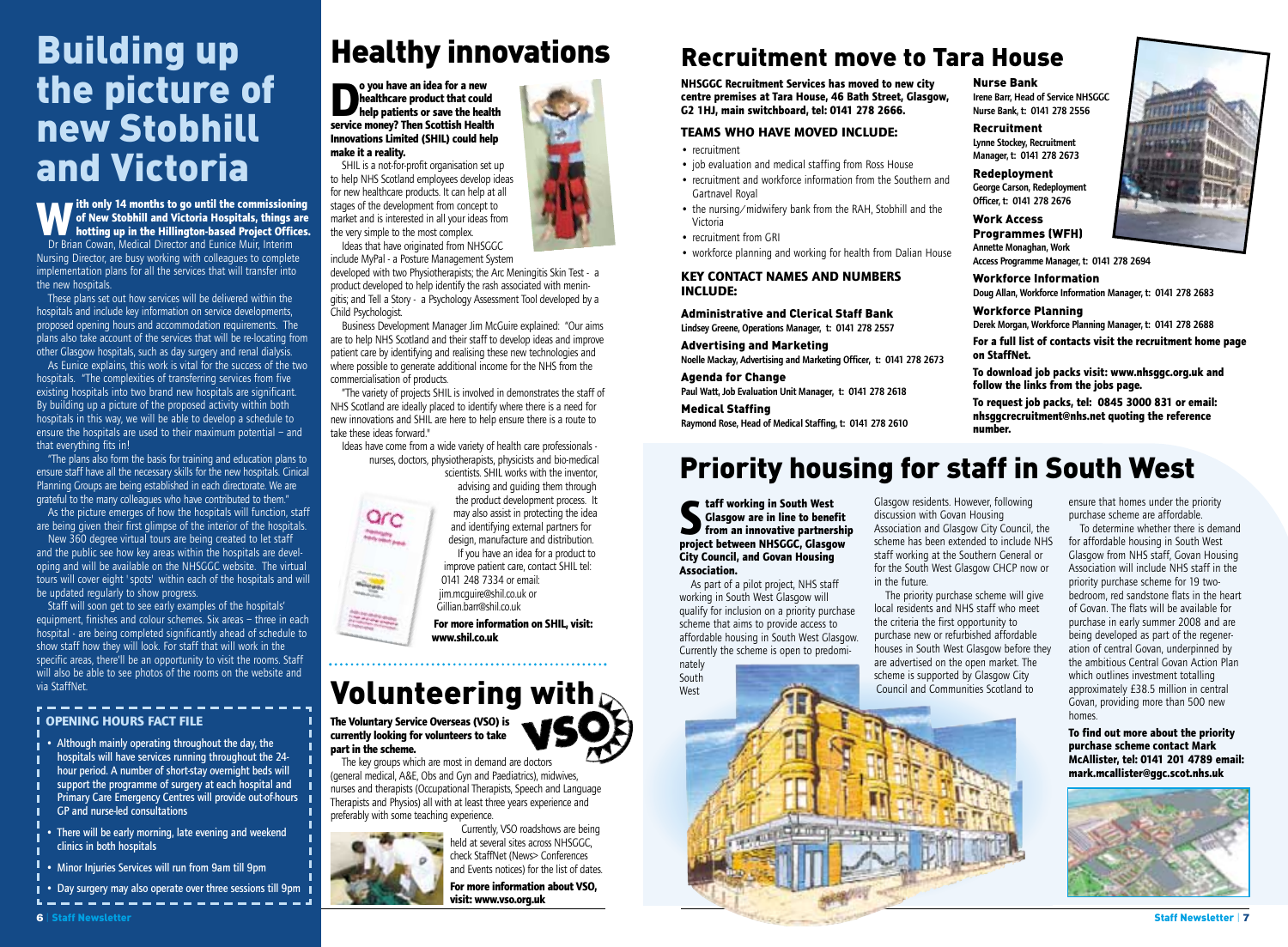# Building up the picture of new Stobhill and Victoria

**With only 14 months to go until the commissioning of New Stobhill and Victoria Hospitals, things are hotting up in the Hillington-based Project Offices.**

Dr Brian Cowan, Medical Director and Eunice Muir, Interim Nursing Director, are busy working with colleagues to complete implementation plans for all the services that will transfer into the new hospitals.

These plans set out how services will be delivered within the hospitals and include key information on service developments, proposed opening hours and accommodation requirements. The plans also take account of the services that will be re-locating from other Glasgow hospitals, such as day surgery and renal dialysis.

As Eunice explains, this work is vital for the success of the two hospitals. "The complexities of transferring services from five existing hospitals into two brand new hospitals are significant. By building up a picture of the proposed activity within both hospitals in this way, we will be able to develop a schedule to ensure the hospitals are used to their maximum potential – and that everything fits in!

"The plans also form the basis for training and education plans to ensure staff have all the necessary skills for the new hospitals. Cinical Planning Groups are being established in each directorate. We are grateful to the many colleagues who have contributed to them."

As the picture emerges of how the hospitals will function, staff are being given their first glimpse of the interior of the hospitals.

New 360 degree virtual tours are being created to let staff and the public see how key areas within the hospitals are developing and will be available on the NHSGGC website. The virtual tours will cover eight 'spots' within each of the hospitals and will be updated regularly to show progress.

Staff will soon get to see early examples of the hospitals' equipment, finishes and colour schemes. Six areas – three in each hospital - are being completed significantly ahead of schedule to show staff how they will look. For staff that will work in the specific areas, there'll be an opportunity to visit the rooms. Staff will also be able to see photos of the rooms on the website and via StaffNet.

### OPENING HOURS FACT FILE

- Although mainly operating throughout the day, the hospitals will have services running throughout the 24-hour period. A number of short-stay overnight beds will support the programme of surgery at each hospital and Primary Care Emergency Centres will provide out-of-hours GP and nurse-led consultations
- There will be early morning, late evening and weekend clinics in both hospitals
- Minor Injuries Services will run from 9am till 9pm
- Day surgery may also operate over three sessions till 9pm

# Healthy innovations

**Do you have an idea for a new healthcare product that could help patients or save the health service money? Then Scottish Health Innovations Limited (SHIL) could help make it a reality.**

SHIL is a not-for-profit organisation set up to help NHS Scotland employees develop ideas for new healthcare products. It can help at all stages of the development from concept to market and is interested in all your ideas from the very simple to the most complex.

Ideas that have originated from NHSGGC include MyPal - a Posture Management System developed with two Physiotherapists; the Arc Meningitis Skin Test - a product developed to help identify the rash associated with meningitis; and Tell a Story - a Psychology Assessment Tool developed by a Child Psychologist.

Business Development Manager Jim McGuire explained: "Our aims are to help NHS Scotland and their staff to develop ideas and improve patient care by identifying and realising these new technologies and where possible to generate additional income for the NHS from the commercialisation of products.

"The variety of projects SHIL is involved in demonstrates the staff of NHS Scotland are ideally placed to identify where there is a need for new innovations and SHIL are here to help ensure there is a route to take these ideas forward."

Ideas have come from a wide variety of health care professionals - nurses, doctors, physiotherapists, physicists and bio-medical scientists. SHIL works with the inventor, advising and guiding them through the product development process. It may also assist in protecting the idea and identifying external partners for design, manufacture and distribution.

If you have an idea for a product to improve patient care, contact SHIL tel: 0141 248 7334 or email: jim.mcguire@shil.co.uk or Gillian.barr@shil.co.uk

**For more information on SHIL, visit: www.shil.co.uk**

# Volunteering with VSO

**The Voluntary Service Overseas (VSO) is currently looking for volunteers to take part in the scheme.**

The key groups which are most in demand are doctors (general medical, A&E, Obs and Gyn and Paediatrics), midwives, nurses and therapists (Occupational Therapists, Speech and Language Therapists and Physios) all with at least three years experience and preferably with some teaching experience.

Currently, VSO roadshows are being held at several sites across NHSGGC, check StaffNet (News> Conferences and Events notices) for the list of dates.

**For more information about VSO, visit: www.vso.org.uk**

# Recruitment move to Tara House

**NHSGGC Recruitment Services has moved to new city centre premises at Tara House, 46 Bath Street, Glasgow, G2 1HJ, main switchboard, tel: 0141 278 2666.**

### TEAMS WHO HAVE MOVED INCLUDE:

- recruitment
- job evaluation and medical staffing from Ross House
- recruitment and workforce information from the Southern and Gartnavel Royal
- the nursing/midwifery bank from the RAH, Stobhill and the Victoria
- recruitment from GRI
- workforce planning and working for health from Dalian House

### KEY CONTACT NAMES AND NUMBERS INCLUDE:

**Administrative and Clerical Staff Bank**
Lindsey Greene, Operations Manager, t: 0141 278 2557

**Advertising and Marketing**
Noelle Mackay, Advertising and Marketing Officer, t: 0141 278 2673

**Agenda for Change**
Paul Watt, Job Evaluation Unit Manager, t: 0141 278 2618

**Medical Staffing**
Raymond Rose, Head of Medical Staffing, t: 0141 278 2610

**Nurse Bank**
Irene Barr, Head of Service NHSGGC Nurse Bank, t: 0141 278 2556

**Recruitment**
Lynne Stockey, Recruitment Manager, t: 0141 278 2673

**Redeployment**
George Carson, Redeployment Officer, t: 0141 278 2676

**Work Access Programmes (WFH)**
Annette Monaghan, Work Access Programme Manager, t: 0141 278 2694

**Workforce Information**
Doug Allan, Workforce Information Manager, t: 0141 278 2683

**Workforce Planning**
Derek Morgan, Workforce Planning Manager, t: 0141 278 2688

**For a full list of contacts visit the recruitment home page on StaffNet.**

**To download job packs visit: www.nhsggc.org.uk and follow the links from the jobs page.**

**To request job packs, tel: 0845 3000 831 or email: nhsggcrecruitment@nhs.net quoting the reference number.**

# Priority housing for staff in South West

**Staff working in South West Glasgow are in line to benefit from an innovative partnership project between NHSGGC, Glasgow City Council, and Govan Housing Association.**

As part of a pilot project, NHS staff working in South West Glasgow will qualify for inclusion on a priority purchase scheme that aims to provide access to affordable housing in South West Glasgow. Currently the scheme is open to predominately South West Glasgow residents. However, following discussion with Govan Housing Association and Glasgow City Council, the scheme has been extended to include NHS staff working at the Southern General or for the South West Glasgow CHCP now or in the future.

The priority purchase scheme will give local residents and NHS staff who meet the criteria the first opportunity to purchase new or refurbished affordable houses in South West Glasgow before they are advertised on the open market. The scheme is supported by Glasgow City Council and Communities Scotland to ensure that homes under the priority purchase scheme are affordable.

To determine whether there is demand for affordable housing in South West Glasgow from NHS staff, Govan Housing Association will include NHS staff in the priority purchase scheme for 19 two-bedroom, red sandstone flats in the heart of Govan. The flats will be available for purchase in early summer 2008 and are being developed as part of the regeneration of central Govan, underpinned by the ambitious Central Govan Action Plan which outlines investment totalling approximately £38.5 million in central Govan, providing more than 500 new homes.

**To find out more about the priority purchase scheme contact Mark McAllister, tel: 0141 201 4789 email: mark.mcallister@ggc.scot.nhs.uk**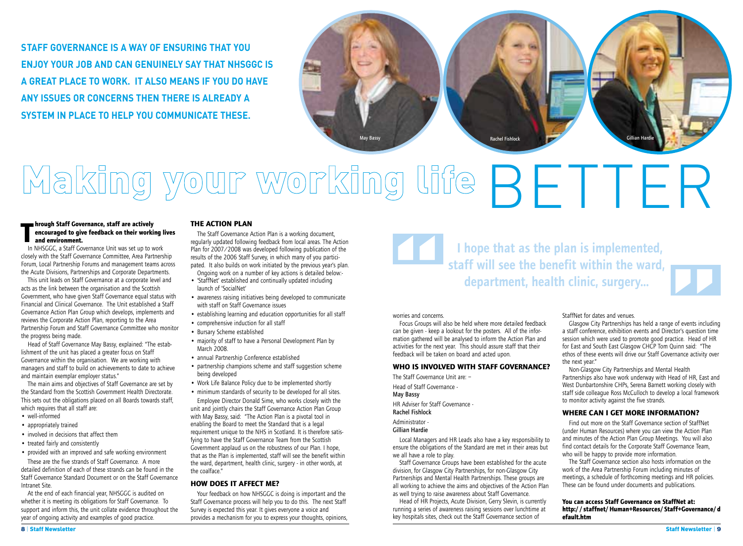**STAFF GOVERNANCE IS A WAY OF ENSURING THAT YOU ENJOY YOUR JOB AND CAN GENUINELY SAY THAT NHSGGC IS A GREAT PLACE TO WORK. IT ALSO MEANS IF YOU DO HAVE ANY ISSUES OR CONCERNS THEN THERE IS ALREADY A SYSTEM IN PLACE TO HELP YOU COMMUNICATE THESE.**

May Bassy

Rachel Fishlock

Gillian Hardie

# Making your working life BETTER

**Through Staff Governance, staff are actively encouraged to give feedback on their working lives and environment.**

In NHSGGC, a Staff Governance Unit was set up to work closely with the Staff Governance Committee, Area Partnership Forum, Local Partnership Forums and management teams across the Acute Divisions, Partnerships and Corporate Departments.

This unit leads on Staff Governance at a corporate level and acts as the link between the organisation and the Scottish Government, who have given Staff Governance equal status with Financial and Clinical Governance. The Unit established a Staff Governance Action Plan Group which develops, implements and reviews the Corporate Action Plan, reporting to the Area Partnership Forum and Staff Governance Committee who monitor the progress being made.

Head of Staff Governance May Bassy, explained: "The establishment of the unit has placed a greater focus on Staff Governance within the organisation. We are working with managers and staff to build on achievements to date to achieve and maintain exemplar employer status."

The main aims and objectives of Staff Governance are set by the Standard from the Scottish Government Health Directorate. This sets out the obligations placed on all Boards towards staff, which requires that all staff are:

- well-informed
- appropriately trained
- involved in decisions that affect them
- treated fairly and consistently
- provided with an improved and safe working environment

These are the five strands of Staff Governance. A more detailed definition of each of these strands can be found in the Staff Governance Standard Document or on the Staff Governance Intranet Site.

At the end of each financial year, NHSGGC is audited on whether it is meeting its obligations for Staff Governance. To support and inform this, the unit collate evidence throughout the year of ongoing activity and examples of good practice.

## THE ACTION PLAN

The Staff Governance Action Plan is a working document, regularly updated following feedback from local areas. The Action Plan for 2007/2008 was developed following publication of the results of the 2006 Staff Survey, in which many of you participated. It also builds on work initiated by the previous year's plan.

Ongoing work on a number of key actions is detailed below:-

- 'StaffNet' established and continually updated including launch of 'SocialNet'
- awareness raising initiatives being developed to communicate with staff on Staff Governance issues
- establishing learning and education opportunities for all staff
- comprehensive induction for all staff
- Bursary Scheme established
- majority of staff to have a Personal Development Plan by March 2008.
- annual Partnership Conference established
- partnership champions scheme and staff suggestion scheme being developed
- Work Life Balance Policy due to be implemented shortly
- minimum standards of security to be developed for all sites.

Employee Director Donald Sime, who works closely with the unit and jointly chairs the Staff Governance Action Plan Group with May Bassy, said: "The Action Plan is a pivotal tool in enabling the Board to meet the Standard that is a legal requirement unique to the NHS in Scotland. It is therefore satisfying to have the Staff Governance Team from the Scottish Government applaud us on the robustness of our Plan. I hope, that as the Plan is implemented, staff will see the benefit within the ward, department, health clinic, surgery - in other words, at the coalface."

## HOW DOES IT AFFECT ME?

Your feedback on how NHSGGC is doing is important and the Staff Governance process will help you to do this. The next Staff Survey is expected this year. It gives everyone a voice and provides a mechanism for you to express your thoughts, opinions, worries and concerns.

> I hope that as the plan is implemented, staff will see the benefit within the ward, department, health clinic, surgery...

Focus Groups will also be held where more detailed feedback can be given - keep a lookout for the posters. All of the information gathered will be analysed to inform the Action Plan and activities for the next year. This should assure staff that their feedback will be taken on board and acted upon.

## WHO IS INVOLVED WITH STAFF GOVERNANCE?

The Staff Governance Unit are: –

Head of Staff Governance -
**May Bassy**

HR Adviser for Staff Governance -
**Rachel Fishlock**

Administrator -
**Gillian Hardie**

Local Managers and HR Leads also have a key responsibility to ensure the obligations of the Standard are met in their areas but we all have a role to play.

Staff Governance Groups have been established for the acute division, for Glasgow City Partnerships, for non-Glasgow City Partnerships and Mental Health Partnerships. These groups are all working to achieve the aims and objectives of the Action Plan as well trying to raise awareness about Staff Governance.

Head of HR Projects, Acute Division, Gerry Slevin, is currently running a series of awareness raising sessions over lunchtime at key hospitals sites, check out the Staff Governance section of StaffNet for dates and venues.

Glasgow City Partnerships has held a range of events including a staff conference, exhibition events and Director's question time session which were used to promote good practice. Head of HR for East and South East Glasgow CHCP Tom Quinn said: "The ethos of these events will drive our Staff Governance activity over the next year."

Non-Glasgow City Partnerships and Mental Health Partnerships also have work underway with Head of HR, East and West Dunbartonshire CHPs, Serena Barnett working closely with staff side colleague Ross McCulloch to develop a local framework to monitor activity against the five strands.

## WHERE CAN I GET MORE INFORMATION?

Find out more on the Staff Governance section of StaffNet (under Human Resources) where you can view the Action Plan and minutes of the Action Plan Group Meetings. You will also find contact details for the Corporate Staff Governance Team, who will be happy to provide more information.

The Staff Governance section also hosts information on the work of the Area Partnership Forum including minutes of meetings, a schedule of forthcoming meetings and HR policies. These can be found under documents and publications.

**You can access Staff Governance on StaffNet at: http://staffnet/Human+Resources/Staff+Governance/default.htm**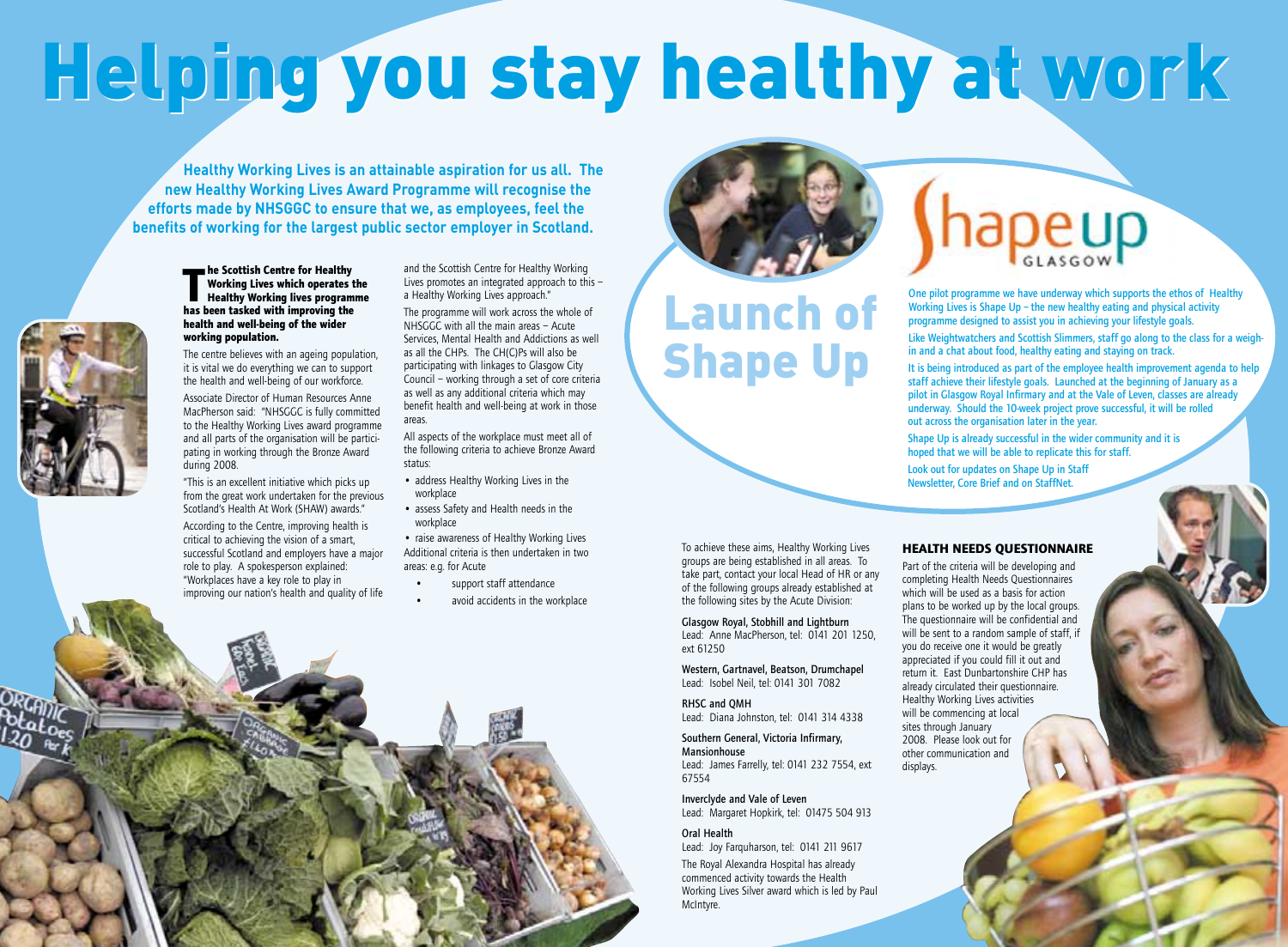# Helping you stay healthy at work

**Healthy Working Lives is an attainable aspiration for us all. The new Healthy Working Lives Award Programme will recognise the efforts made by NHSGGC to ensure that we, as employees, feel the benefits of working for the largest public sector employer in Scotland.**

**The Scottish Centre for Healthy Working Lives which operates the Healthy Working lives programme has been tasked with improving the health and well-being of the wider working population.**

The centre believes with an ageing population, it is vital we do everything we can to support the health and well-being of our workforce.

Associate Director of Human Resources Anne MacPherson said: "NHSGGC is fully committed to the Healthy Working Lives award programme and all parts of the organisation will be participating in working through the Bronze Award during 2008.

"This is an excellent initiative which picks up from the great work undertaken for the previous Scotland's Health At Work (SHAW) awards."

According to the Centre, improving health is critical to achieving the vision of a smart, successful Scotland and employers have a major role to play. A spokesperson explained: "Workplaces have a key role to play in improving our nation's health and quality of life and the Scottish Centre for Healthy Working Lives promotes an integrated approach to this – a Healthy Working Lives approach."

The programme will work across the whole of NHSGGC with all the main areas – Acute Services, Mental Health and Addictions as well as all the CHPs. The CH(C)Ps will also be participating with linkages to Glasgow City Council – working through a set of core criteria as well as any additional criteria which may benefit health and well-being at work in those areas.

All aspects of the workplace must meet all of the following criteria to achieve Bronze Award status:

- address Healthy Working Lives in the workplace
- assess Safety and Health needs in the workplace
- raise awareness of Healthy Working Lives

Additional criteria is then undertaken in two areas: e.g. for Acute

- support staff attendance
- avoid accidents in the workplace

To achieve these aims, Healthy Working Lives groups are being established in all areas. To take part, contact your local Head of HR or any of the following groups already established at the following sites by the Acute Division:

**Glasgow Royal, Stobhill and Lightburn**
Lead: Anne MacPherson, tel: 0141 201 1250, ext 61250

**Western, Gartnavel, Beatson, Drumchapel**
Lead: Isobel Neil, tel: 0141 301 7082

**RHSC and QMH**
Lead: Diana Johnston, tel: 0141 314 4338

**Southern General, Victoria Infirmary, Mansionhouse**
Lead: James Farrelly, tel: 0141 232 7554, ext 67554

**Inverclyde and Vale of Leven**
Lead: Margaret Hopkirk, tel: 01475 504 913

**Oral Health**
Lead: Joy Farquharson, tel: 0141 211 9617

The Royal Alexandra Hospital has already commenced activity towards the Health Working Lives Silver award which is led by Paul McIntyre.

## Launch of Shape Up

Shape up GLASGOW

One pilot programme we have underway which supports the ethos of Healthy Working Lives is Shape Up – the new healthy eating and physical activity programme designed to assist you in achieving your lifestyle goals.

Like Weightwatchers and Scottish Slimmers, staff go along to the class for a weigh-in and a chat about food, healthy eating and staying on track.

It is being introduced as part of the employee health improvement agenda to help staff achieve their lifestyle goals. Launched at the beginning of January as a pilot in Glasgow Royal Infirmary and at the Vale of Leven, classes are already underway. Should the 10-week project prove successful, it will be rolled out across the organisation later in the year.

Shape Up is already successful in the wider community and it is hoped that we will be able to replicate this for staff.

Look out for updates on Shape Up in Staff Newsletter, Core Brief and on StaffNet.

### HEALTH NEEDS QUESTIONNAIRE

Part of the criteria will be developing and completing Health Needs Questionnaires which will be used as a basis for action plans to be worked up by the local groups. The questionnaire will be confidential and will be sent to a random sample of staff, if you do receive one it would be greatly appreciated if you could fill it out and return it. East Dunbartonshire CHP has already circulated their questionnaire. Healthy Working Lives activities will be commencing at local sites through January 2008. Please look out for other communication and displays.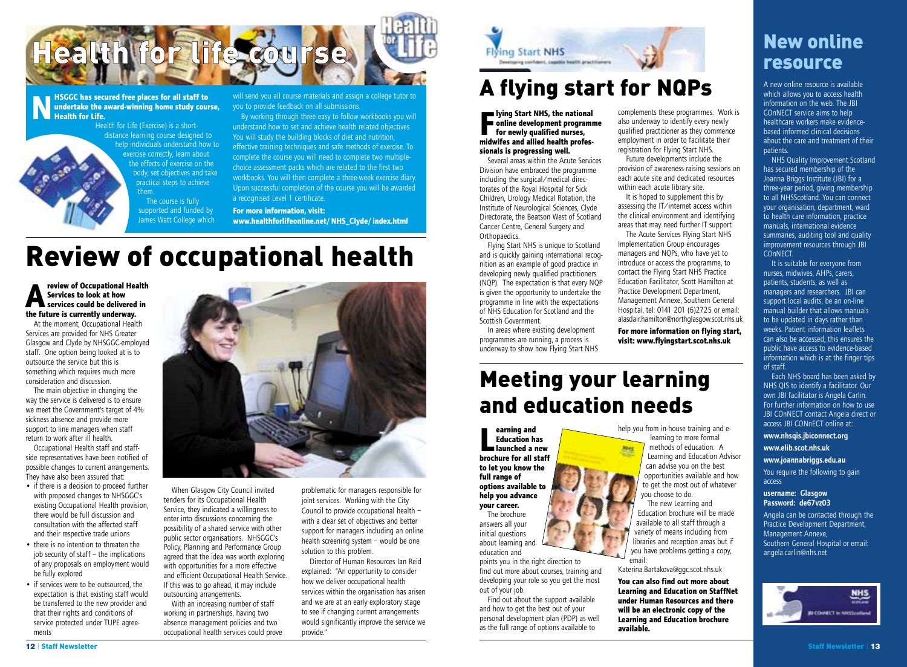# Health for life course

**NHSGGC has secured free places for all staff to undertake the award-winning home study course, Health for Life.**

Health for Life (Exercise) is a short-distance learning course designed to help individuals understand how to exercise correctly, learn about the effects of exercise on the body, set objectives and take practical steps to achieve them.

The course is fully supported and funded by James Watt College which will send you all course materials and assign a college tutor to you to provide feedback on all submissions.

By working through three easy to follow workbooks you will understand how to set and achieve health related objectives. You will study the building blocks of diet and nutrition, effective training techniques and safe methods of exercise. To complete the course you will need to complete two multiple-choice assessment packs which are related to the first two workbooks. You will then complete a three-week exercise diary. Upon successful completion of the course you will be awarded a recognised Level 1 certificate.

**For more information, visit: www.healthforlifeonline.net/NHS_Clyde/index.html**

# Review of occupational health

**A review of Occupational Health Services to look at how services could be delivered in the future is currently underway.**

At the moment, Occupational Health Services are provided for NHS Greater Glasgow and Clyde by NHSGGC-employed staff. One option being looked at is to outsource the service but this is something which requires much more consideration and discussion.

The main objective in changing the way the service is delivered is to ensure we meet the Government's target of 4% sickness absence and provide more support to line managers when staff return to work after ill health.

Occupational Health staff and staff-side representatives have been notified of possible changes to current arrangements. They have also been assured that:

- if there is a decision to proceed further with proposed changes to NHSGGC's existing Occupational Health provision, there would be full discussion and consultation with the affected staff and their respective trade unions
- there is no intention to threaten the job security of staff – the implications of any proposals on employment would be fully explored
- if services were to be outsourced, the expectation is that existing staff would be transferred to the new provider and that their rights and conditions of service protected under TUPE agreements

When Glasgow City Council invited tenders for its Occupational Health Service, they indicated a willingness to enter into discussions concerning the possibility of a shared service with other public sector organisations. NHSGGC's Policy, Planning and Performance Group agreed that the idea was worth exploring with opportunities for a more effective and efficient Occupational Health Service. If this was to go ahead, it may include outsourcing arrangements.

With an increasing number of staff working in partnerships, having two absence management policies and two occupational health services could prove problematic for managers responsible for joint services. Working with the City Council to provide occupational health – with a clear set of objectives and better support for managers including an online health screening system – would be one solution to this problem.

Director of Human Resources Ian Reid explained: "An opportunity to consider how we deliver occupational health services within the organisation has arisen and we are at an early exploratory stage to see if changing current arrangements would significantly improve the service we provide."

# A flying start for NQPs

**Flying Start NHS, the national online development programme for newly qualified nurses, midwifes and allied health professionals is progressing well.**

Several areas within the Acute Services Division have embraced the programme including the surgical/medical directorates of the Royal Hospital for Sick Children, Urology Medical Rotation, the Institute of Neurological Sciences, Clyde Directorate, the Beatson West of Scotland Cancer Centre, General Surgery and Orthopaedics.

Flying Start NHS is unique to Scotland and is quickly gaining international recognition as an example of good practice in developing newly qualified practitioners (NQP). The expectation is that every NQP is given the opportunity to undertake the programme in line with the expectations of NHS Education for Scotland and the Scottish Government.

In areas where existing development programmes are running, a process is underway to show how Flying Start NHS complements these programmes. Work is also underway to identify every newly qualified practitioner as they commence employment in order to facilitate their registration for Flying Start NHS.

Future developments include the provision of awareness-raising sessions on each acute site and dedicated resources within each acute library site.

It is hoped to supplement this by assessing the IT/internet access within the clinical environment and identifying areas that may need further IT support.

The Acute Services Flying Start NHS Implementation Group encourages managers and NQPs, who have yet to introduce or access the programme, to contact the Flying Start NHS Practice Education Facilitator, Scott Hamilton at Practice Development Department, Management Annexe, Southern General Hospital, tel: 0141 201 (6)2725 or email: alasdair.hamilton@northglasgow.scot.nhs.uk

**For more information on flying start, visit: www.flyingstart.scot.nhs.uk**

# Meeting your learning and education needs

**Learning and Education has launched a new brochure for all staff to let you know the full range of options available to help you advance your career.**

The brochure answers all your initial questions about learning and education and points you in the right direction to find out more about courses, training and developing your role so you get the most out of your job.

Find out about the support available and how to get the best out of your personal development plan (PDP) as well as the full range of options available to help you from in-house training and e-learning to more formal methods of education. A Learning and Education Advisor can advise you on the best opportunities available and how to get the most out of whatever you choose to do.

The new Learning and Education brochure will be made available to all staff through a variety of means including from libraries and reception areas but if you have problems getting a copy, email: Katerina.Bartakova@ggc.scot.nhs.uk

**You can also find out more about Learning and Education on StaffNet under Human Resources and there will be an electronic copy of the Learning and Education brochure available.**

# New online resource

A new online resource is available which allows you to access health information on the web. The JBI COnNECT service aims to help healthcare workers make evidence-based informed clinical decisions about the care and treatment of their patients.

NHS Quality Improvement Scotland has secured membership of the Joanna Briggs Institute (JBI) for a three-year period, giving membership to all NHSScotland. You can connect your organisation, department, ward to health care information, practice manuals, international evidence summaries, auditing tool and quality improvement resources through JBI COnNECT.

It is suitable for everyone from nurses, midwives, AHPs, carers, patients, students, as well as managers and researchers. JBI can support local audits, be an on-line manual builder that allows manuals to be updated in days rather than weeks. Patient information leaflets can also be accessed, this ensures the public have access to evidence-based information which is at the finger tips of staff.

Each NHS board has been asked by NHS QIS to identify a facilitator. Our own JBI facilitator is Angela Carlin. For further information on how to use JBI COnNECT contact Angela direct or access JBI COnNECT online at:

**www.nhsqis.jbiconnect.org**

**www.elib.scot.nhs.uk**

**www.joannabriggs.edu.au**

You require the following to gain access

**username: Glasgow**
**Password: de67vz03**

Angela can be contacted through the Practice Development Department, Management Annexe, Southern General Hospital or email: angela.carlin@nhs.net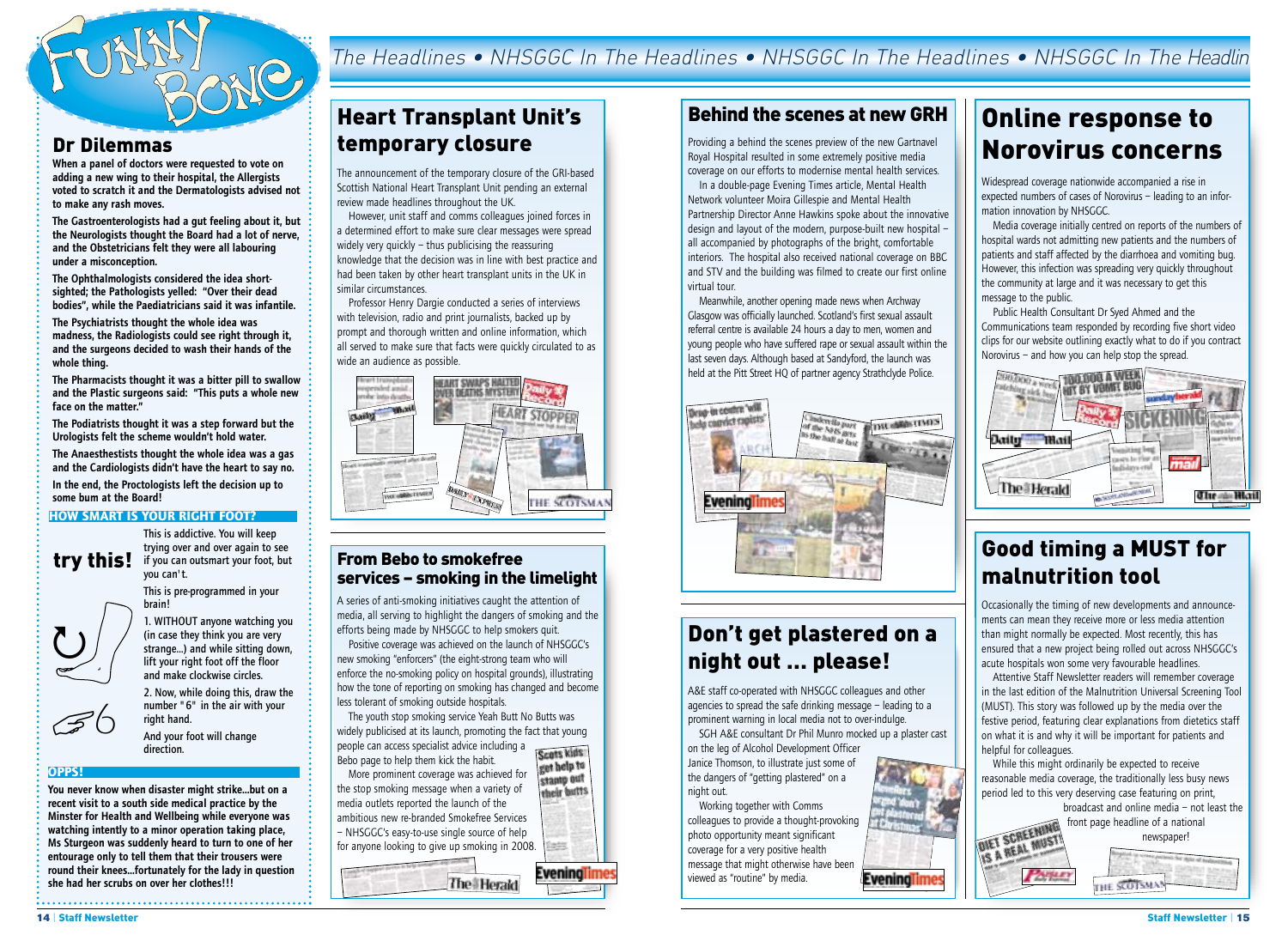# Funny Bone

## Dr Dilemmas

**When a panel of doctors were requested to vote on adding a new wing to their hospital, the Allergists voted to scratch it and the Dermatologists advised not to make any rash moves.**

**The Gastroenterologists had a gut feeling about it, but the Neurologists thought the Board had a lot of nerve, and the Obstetricians felt they were all labouring under a misconception.**

**The Ophthalmologists considered the idea short-sighted; the Pathologists yelled: "Over their dead bodies", while the Paediatricians said it was infantile.**

**The Psychiatrists thought the whole idea was madness, the Radiologists could see right through it, and the surgeons decided to wash their hands of the whole thing.**

**The Pharmacists thought it was a bitter pill to swallow and the Plastic surgeons said: "This puts a whole new face on the matter."**

**The Podiatrists thought it was a step forward but the Urologists felt the scheme wouldn't hold water.**

**The Anaesthestists thought the whole idea was a gas and the Cardiologists didn't have the heart to say no.**

**In the end, the Proctologists left the decision up to some bum at the Board!**

### HOW SMART IS YOUR RIGHT FOOT?

**try this!**

This is addictive. You will keep trying over and over again to see if you can outsmart your foot, but you can't.

This is pre-programmed in your brain!

1. WITHOUT anyone watching you (in case they think you are very strange...) and while sitting down, lift your right foot off the floor and make clockwise circles.

2. Now, while doing this, draw the number "6" in the air with your right hand.

And your foot will change direction.

### OPPS!

**You never know when disaster might strike...but on a recent visit to a south side medical practice by the Minster for Health and Wellbeing while everyone was watching intently to a minor operation taking place, Ms Sturgeon was suddenly heard to turn to one of her entourage only to tell them that their trousers were round their knees...fortunately for the lady in question she had her scrubs on over her clothes!!!**

# The Headlines • NHSGGC In The Headlines

## Heart Transplant Unit's temporary closure

The announcement of the temporary closure of the GRI-based Scottish National Heart Transplant Unit pending an external review made headlines throughout the UK.

However, unit staff and comms colleagues joined forces in a determined effort to make sure clear messages were spread widely very quickly – thus publicising the reassuring knowledge that the decision was in line with best practice and had been taken by other heart transplant units in the UK in similar circumstances.

Professor Henry Dargie conducted a series of interviews with television, radio and print journalists, backed up by prompt and thorough written and online information, which all served to make sure that facts were quickly circulated to as wide an audience as possible.

## From Bebo to smokefree services – smoking in the limelight

A series of anti-smoking initiatives caught the attention of media, all serving to highlight the dangers of smoking and the efforts being made by NHSGGC to help smokers quit.

Positive coverage was achieved on the launch of NHSGGC's new smoking "enforcers" (the eight-strong team who will enforce the no-smoking policy on hospital grounds), illustrating how the tone of reporting on smoking has changed and become less tolerant of smoking outside hospitals.

The youth stop smoking service Yeah Butt No Butts was widely publicised at its launch, promoting the fact that young people can access specialist advice including a Bebo page to help them kick the habit.

More prominent coverage was achieved for the stop smoking message when a variety of media outlets reported the launch of the ambitious new re-branded Smokefree Services – NHSGGC's easy-to-use single source of help for anyone looking to give up smoking in 2008.

## Behind the scenes at new GRH

Providing a behind the scenes preview of the new Gartnavel Royal Hospital resulted in some extremely positive media coverage on our efforts to modernise mental health services.

In a double-page Evening Times article, Mental Health Network volunteer Moira Gillespie and Mental Health Partnership Director Anne Hawkins spoke about the innovative design and layout of the modern, purpose-built new hospital – all accompanied by photographs of the bright, comfortable interiors. The hospital also received national coverage on BBC and STV and the building was filmed to create our first online virtual tour.

Meanwhile, another opening made news when Archway Glasgow was officially launched. Scotland's first sexual assault referral centre is available 24 hours a day to men, women and young people who have suffered rape or sexual assault within the last seven days. Although based at Sandyford, the launch was held at the Pitt Street HQ of partner agency Strathclyde Police.

## Don't get plastered on a night out ... please!

A&E staff co-operated with NHSGGC colleagues and other agencies to spread the safe drinking message – leading to a prominent warning in local media not to over-indulge.

SGH A&E consultant Dr Phil Munro mocked up a plaster cast on the leg of Alcohol Development Officer Janice Thomson, to illustrate just some of the dangers of "getting plastered" on a night out.

Working together with Comms colleagues to provide a thought-provoking photo opportunity meant significant coverage for a very positive health message that might otherwise have been viewed as "routine" by media.

## Online response to Norovirus concerns

Widespread coverage nationwide accompanied a rise in expected numbers of cases of Norovirus – leading to an information innovation by NHSGGC.

Media coverage initially centred on reports of the numbers of hospital wards not admitting new patients and the numbers of patients and staff affected by the diarrhoea and vomiting bug. However, this infection was spreading very quickly throughout the community at large and it was necessary to get this message to the public.

Public Health Consultant Dr Syed Ahmed and the Communications team responded by recording five short video clips for our website outlining exactly what to do if you contract Norovirus – and how you can help stop the spread.

## Good timing a MUST for malnutrition tool

Occasionally the timing of new developments and announcements can mean they receive more or less media attention than might normally be expected. Most recently, this has ensured that a new project being rolled out across NHSGGC's acute hospitals won some very favourable headlines.

Attentive Staff Newsletter readers will remember coverage in the last edition of the Malnutrition Universal Screening Tool (MUST). This story was followed up by the media over the festive period, featuring clear explanations from dietetics staff on what it is and why it will be important for patients and helpful for colleagues.

While this might ordinarily be expected to receive reasonable media coverage, the traditionally less busy news period led to this very deserving case featuring on print, broadcast and online media – not least the front page headline of a national newspaper!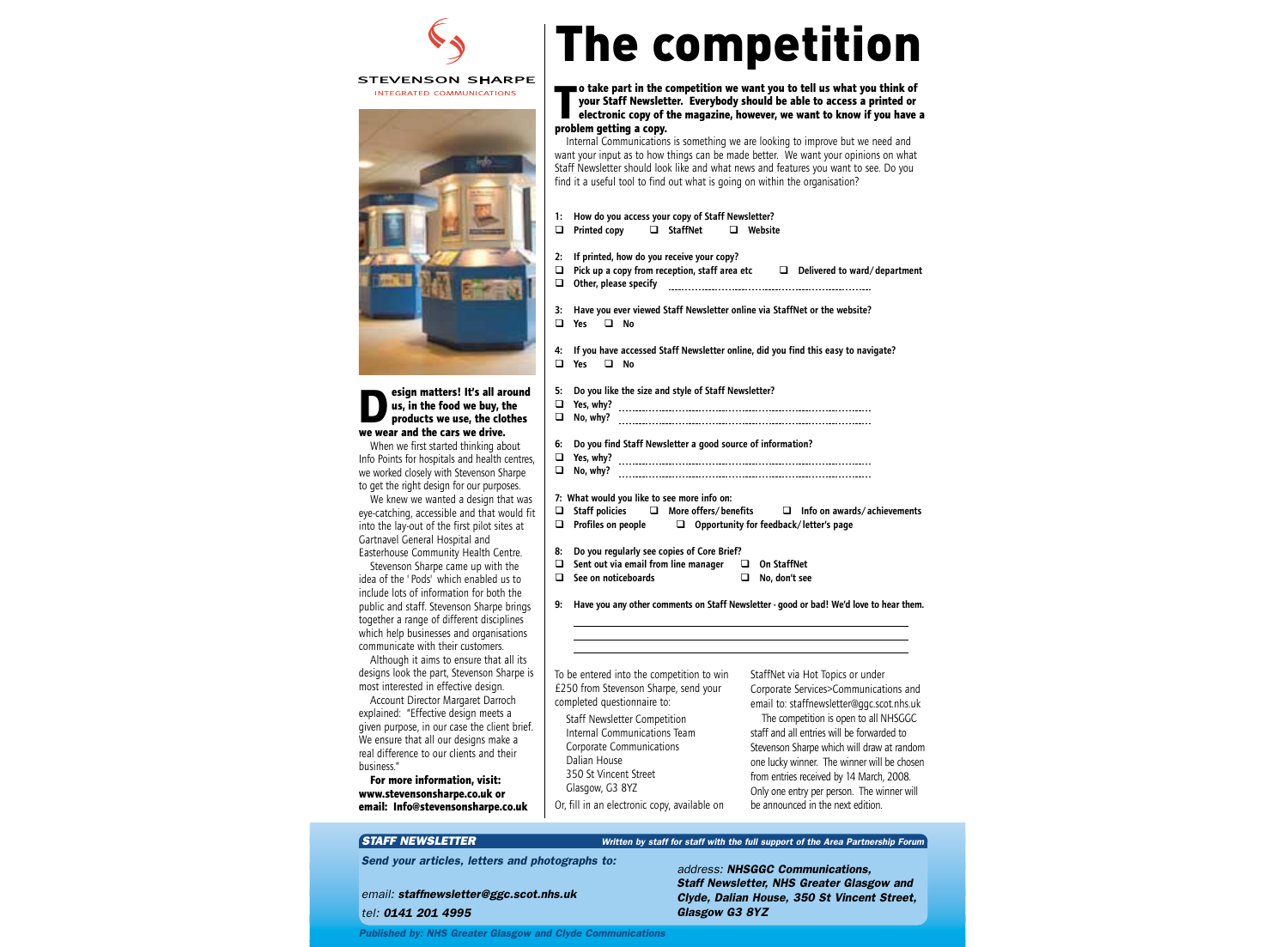STEVENSON SHARPE
INTEGRATED COMMUNICATIONS

**Design matters! It's all around us, in the food we buy, the products we use, the clothes we wear and the cars we drive.**

When we first started thinking about Info Points for hospitals and health centres, we worked closely with Stevenson Sharpe to get the right design for our purposes.

We knew we wanted a design that was eye-catching, accessible and that would fit into the lay-out of the first pilot sites at Gartnavel General Hospital and Easterhouse Community Health Centre.

Stevenson Sharpe came up with the idea of the 'Pods' which enabled us to include lots of information for both the public and staff. Stevenson Sharpe brings together a range of different disciplines which help businesses and organisations communicate with their customers.

Although it aims to ensure that all its designs look the part, Stevenson Sharpe is most interested in effective design.

Account Director Margaret Darroch explained: "Effective design meets a given purpose, in our case the client brief. We ensure that all our designs make a real difference to our clients and their business."

**For more information, visit: www.stevensonsharpe.co.uk or email: Info@stevensonsharpe.co.uk**

# The competition

**To take part in the competition we want you to tell us what you think of your Staff Newsletter. Everybody should be able to access a printed or electronic copy of the magazine, however, we want to know if you have a problem getting a copy.**

Internal Communications is something we are looking to improve but we need and want your input as to how things can be made better. We want your opinions on what Staff Newsletter should look like and what news and features you want to see. Do you find it a useful tool to find out what is going on within the organisation?

**1: How do you access your copy of Staff Newsletter?**
- ❑ Printed copy ❑ StaffNet ❑ Website

**2: If printed, how do you receive your copy?**
- ❑ Pick up a copy from reception, staff area etc ❑ Delivered to ward/department
- ❑ Other, please specify ..................................................

**3: Have you ever viewed Staff Newsletter online via StaffNet or the website?**
- ❑ Yes ❑ No

**4: If you have accessed Staff Newsletter online, did you find this easy to navigate?**
- ❑ Yes ❑ No

**5: Do you like the size and style of Staff Newsletter?**
- ❑ Yes, why? ..................................................
- ❑ No, why? ..................................................

**6: Do you find Staff Newsletter a good source of information?**
- ❑ Yes, why? ..................................................
- ❑ No, why? ..................................................

**7: What would you like to see more info on:**
- ❑ Staff policies ❑ More offers/benefits ❑ Info on awards/achievements
- ❑ Profiles on people ❑ Opportunity for feedback/letter's page

**8: Do you regularly see copies of Core Brief?**
- ❑ Sent out via email from line manager ❑ On StaffNet
- ❑ See on noticeboards ❑ No, don't see

**9: Have you any other comments on Staff Newsletter - good or bad! We'd love to hear them.**

______________________________________________

______________________________________________

______________________________________________

To be entered into the competition to win £250 from Stevenson Sharpe, send your completed questionnaire to:

Staff Newsletter Competition
Internal Communications Team
Corporate Communications
Dalian House
350 St Vincent Street
Glasgow, G3 8YZ

Or, fill in an electronic copy, available on StaffNet via Hot Topics or under Corporate Services>Communications and email to: staffnewsletter@ggc.scot.nhs.uk

The competition is open to all NHSGGC staff and all entries will be forwarded to Stevenson Sharpe which will draw at random one lucky winner. The winner will be chosen from entries received by 14 March, 2008. Only one entry per person. The winner will be announced in the next edition.

**STAFF NEWSLETTER** — *Written by staff for staff with the full support of the Area Partnership Forum*

*Send your articles, letters and photographs to:*

email: ***staffnewsletter@ggc.scot.nhs.uk***
tel: ***0141 201 4995***

address: ***NHSGGC Communications, Staff Newsletter, NHS Greater Glasgow and Clyde, Dalian House, 350 St Vincent Street, Glasgow G3 8YZ***

*Published by: NHS Greater Glasgow and Clyde Communications*